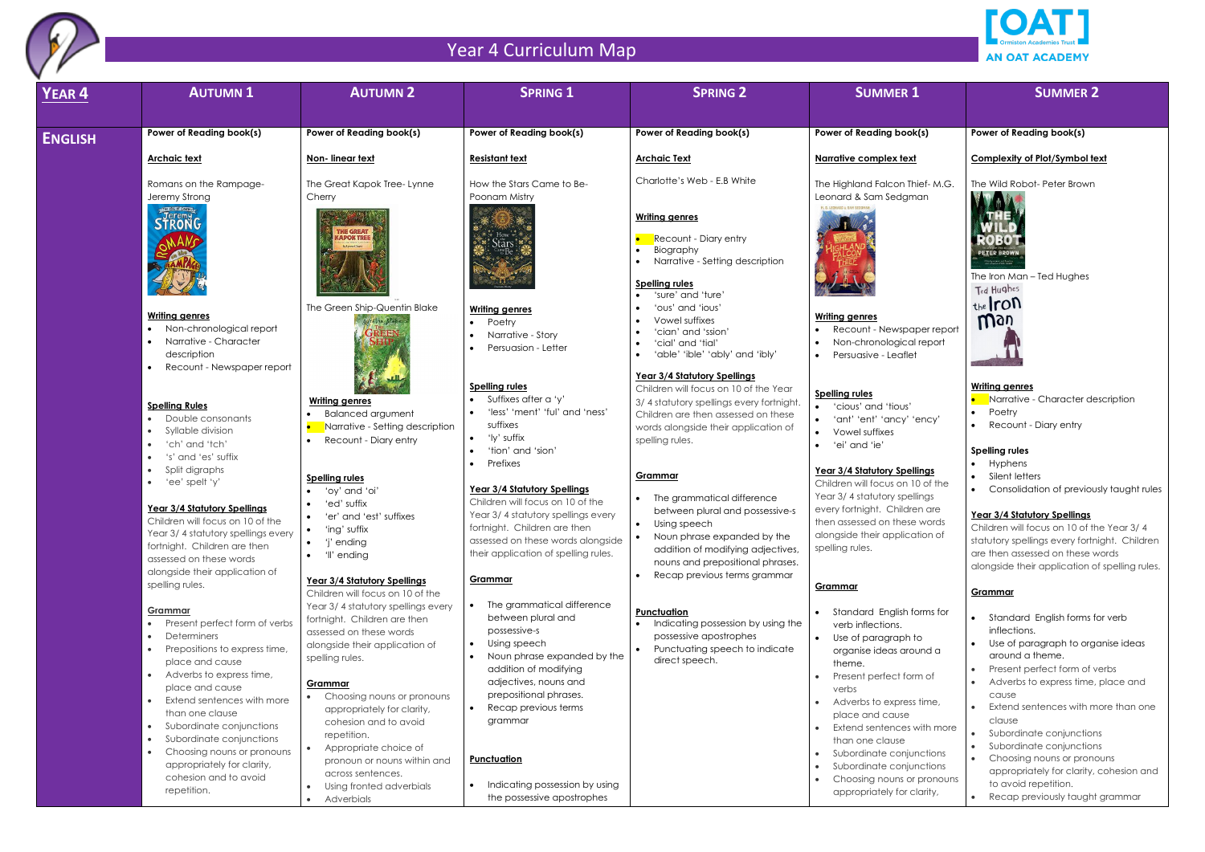# Year 4 Curriculum Map

| YEAR 4 | AUTUMN 1 | AUTUMN 2 | SPRING 1 | SPRING 2 | SUMMER 1 | SUMMER 2 |
|---|---|---|---|---|---|---|
| **ENGLISH** | **Power of Reading book(s)**<br><br>**Archaic text**<br><br>Romans on the Rampage- Jeremy Strong<br><br>**Writing genres**<br>• Non-chronological report<br>• Narrative - Character description<br>• Recount - Newspaper report<br><br>**Spelling Rules**<br>• Double consonants<br>• Syllable division<br>• 'ch' and 'tch'<br>• 's' and 'es' suffix<br>• Split digraphs<br>• 'ee' spelt 'y'<br><br>**Year 3/4 Statutory Spellings**<br>Children will focus on 10 of the Year 3/ 4 statutory spellings every fortnight. Children are then assessed on these words alongside their application of spelling rules.<br><br>**Grammar**<br>• Present perfect form of verbs<br>• Determiners<br>• Prepositions to express time, place and cause<br>• Adverbs to express time, place and cause<br>• Extend sentences with more than one clause<br>• Subordinate conjunctions<br>• Subordinate conjunctions<br>• Choosing nouns or pronouns appropriately for clarity, cohesion and to avoid repetition. | **Power of Reading book(s)**<br><br>**Non- linear text**<br><br>The Great Kapok Tree- Lynne Cherry<br><br>The Green Ship-Quentin Blake<br><br>**Writing genres**<br>• Balanced argument<br>• Narrative - Setting description<br>• Recount - Diary entry<br><br>**Spelling rules**<br>• 'oy' and 'oi'<br>• 'ed' suffix<br>• 'er' and 'est' suffixes<br>• 'ing' suffix<br>• 'j' ending<br>• 'll' ending<br><br>**Year 3/4 Statutory Spellings**<br>Children will focus on 10 of the Year 3/ 4 statutory spellings every fortnight. Children are then assessed on these words alongside their application of spelling rules.<br><br>**Grammar**<br>• Choosing nouns or pronouns appropriately for clarity, cohesion and to avoid repetition.<br>• Appropriate choice of pronoun or nouns within and across sentences.<br>• Using fronted adverbials<br>• Adverbials | **Power of Reading book(s)**<br><br>**Resistant text**<br><br>How the Stars Came to Be- Poonam Mistry<br><br>**Writing genres**<br>• Poetry<br>• Narrative - Story<br>• Persuasion - Letter<br><br>**Spelling rules**<br>• Suffixes after a 'y'<br>• 'less' 'ment' 'ful' and 'ness' suffixes<br>• 'ly' suffix<br>• 'tion' and 'sion'<br>• Prefixes<br><br>**Year 3/4 Statutory Spellings**<br>Children will focus on 10 of the Year 3/ 4 statutory spellings every fortnight. Children are then assessed on these words alongside their application of spelling rules.<br><br>**Grammar**<br>• The grammatical difference between plural and possessive-s<br>• Using speech<br>• Noun phrase expanded by the addition of modifying adjectives, nouns and prepositional phrases.<br>• Recap previous terms grammar<br><br>**Punctuation**<br>• Indicating possession by using the possessive apostrophes | **Power of Reading book(s)**<br><br>**Archaic Text**<br><br>Charlotte's Web - E.B White<br><br>**Writing genres**<br>• Recount - Diary entry<br>• Biography<br>• Narrative - Setting description<br><br>**Spelling rules**<br>• 'sure' and 'ture'<br>• 'ous' and 'ious'<br>• Vowel suffixes<br>• 'cian' and 'ssion'<br>• 'cial' and 'tial'<br>• 'able' 'ible' 'ably' and 'ibly'<br><br>**Year 3/4 Statutory Spellings**<br>Children will focus on 10 of the Year 3/ 4 statutory spellings every fortnight. Children are then assessed on these words alongside their application of spelling rules.<br><br>**Grammar**<br>• The grammatical difference between plural and possessive-s<br>• Using speech<br>• Noun phrase expanded by the addition of modifying adjectives, nouns and prepositional phrases.<br>• Recap previous terms grammar<br><br>**Punctuation**<br>• Indicating possession by using the possessive apostrophes<br>• Punctuating speech to indicate direct speech. | **Power of Reading book(s)**<br><br>**Narrative complex text**<br><br>The Highland Falcon Thief- M.G. Leonard & Sam Sedgman<br><br>**Writing genres**<br>• Recount - Newspaper report<br>• Non-chronological report<br>• Persuasive - Leaflet<br><br>**Spelling rules**<br>• 'cious' and 'tious'<br>• 'ant' 'ent' 'ancy' 'ency'<br>• Vowel suffixes<br>• 'ei' and 'ie'<br><br>**Year 3/4 Statutory Spellings**<br>Children will focus on 10 of the Year 3/ 4 statutory spellings every fortnight. Children are then assessed on these words alongside their application of spelling rules.<br><br>**Grammar**<br>• Standard English forms for verb inflections.<br>• Use of paragraph to organise ideas around a theme.<br>• Present perfect form of verbs<br>• Adverbs to express time, place and cause<br>• Extend sentences with more than one clause<br>• Subordinate conjunctions<br>• Subordinate conjunctions<br>• Choosing nouns or pronouns appropriately for clarity, | **Power of Reading book(s)**<br><br>**Complexity of Plot/Symbol text**<br><br>The Wild Robot- Peter Brown<br><br>The Iron Man – Ted Hughes<br><br>**Writing genres**<br>• Narrative - Character description<br>• Poetry<br>• Recount - Diary entry<br><br>**Spelling rules**<br>• Hyphens<br>• Silent letters<br>• Consolidation of previously taught rules<br><br>**Year 3/4 Statutory Spellings**<br>Children will focus on 10 of the Year 3/ 4 statutory spellings every fortnight. Children are then assessed on these words alongside their application of spelling rules.<br><br>**Grammar**<br>• Standard English forms for verb inflections.<br>• Use of paragraph to organise ideas around a theme.<br>• Present perfect form of verbs<br>• Adverbs to express time, place and cause<br>• Extend sentences with more than one clause<br>• Subordinate conjunctions<br>• Subordinate conjunctions<br>• Choosing nouns or pronouns appropriately for clarity, cohesion and to avoid repetition.<br>• Recap previously taught grammar |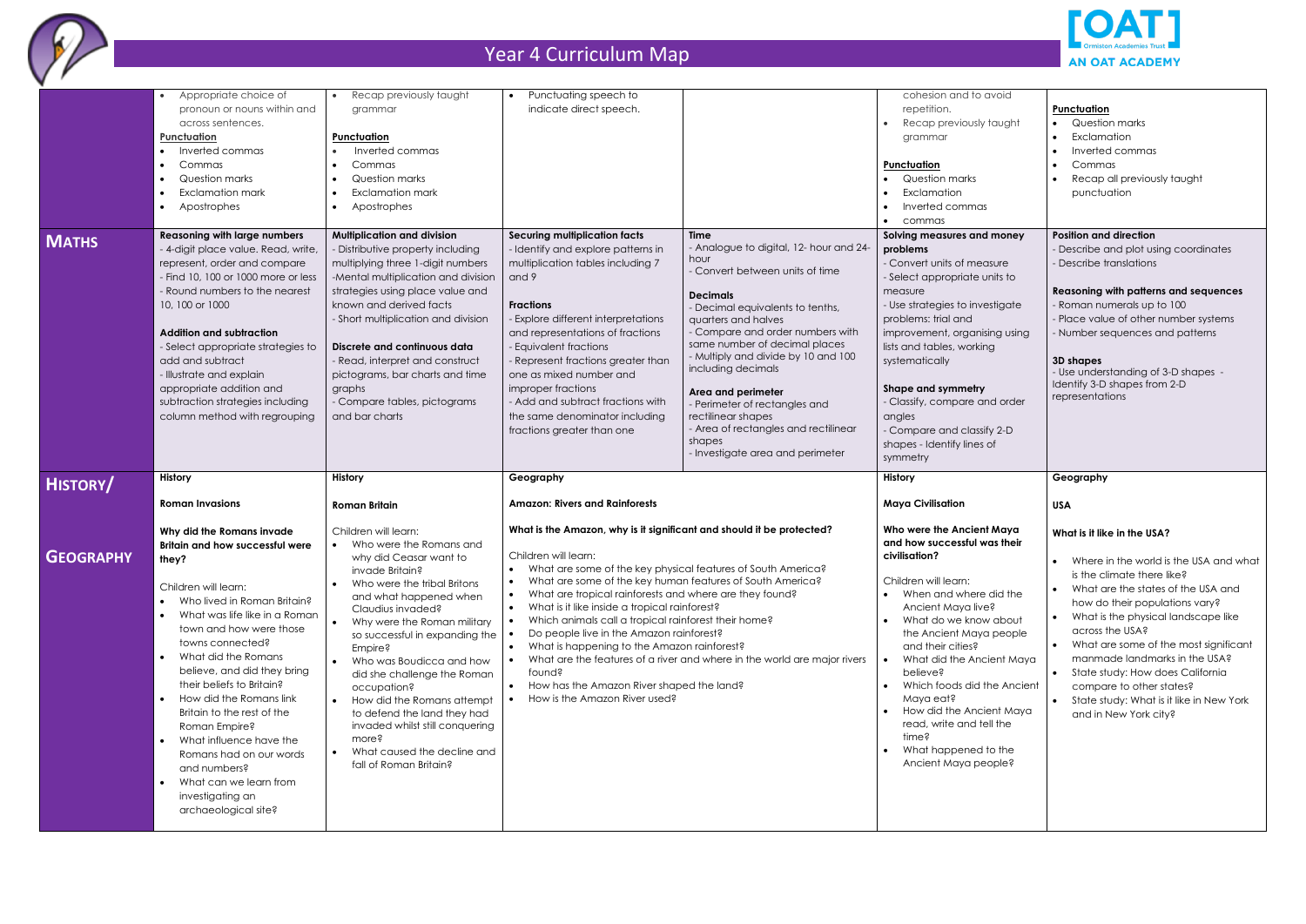# Year 4 Curriculum Map

| | | | | | | |
|---|---|---|---|---|---|---|
| | • Appropriate choice of pronoun or nouns within and across sentences.<br>**Punctuation**<br>• Inverted commas<br>• Commas<br>• Question marks<br>• Exclamation mark<br>• Apostrophes | • Recap previously taught grammar<br>**Punctuation**<br>• Inverted commas<br>• Commas<br>• Question marks<br>• Exclamation mark<br>• Apostrophes | • Punctuating speech to indicate direct speech. | | cohesion and to avoid repetition.<br>• Recap previously taught grammar<br>**Punctuation**<br>• Question marks<br>• Exclamation<br>• Inverted commas<br>• commas | **Punctuation**<br>• Question marks<br>• Exclamation<br>• Inverted commas<br>• Commas<br>• Recap all previously taught punctuation |
| **MATHS** | **Reasoning with large numbers**<br>- 4-digit place value. Read, write, represent, order and compare<br>- Find 10, 100 or 1000 more or less<br>- Round numbers to the nearest 10, 100 or 1000<br><br>**Addition and subtraction**<br>- Select appropriate strategies to add and subtract<br>- Illustrate and explain appropriate addition and subtraction strategies including column method with regrouping | **Multiplication and division**<br>- Distributive property including multiplying three 1-digit numbers<br>-Mental multiplication and division strategies using place value and known and derived facts<br>- Short multiplication and division<br><br>**Discrete and continuous data**<br>- Read, interpret and construct pictograms, bar charts and time graphs<br>- Compare tables, pictograms and bar charts | **Securing multiplication facts**<br>- Identify and explore patterns in multiplication tables including 7 and 9<br><br>**Fractions**<br>- Explore different interpretations and representations of fractions<br>- Equivalent fractions<br>- Represent fractions greater than one as mixed number and improper fractions<br>- Add and subtract fractions with the same denominator including fractions greater than one | **Time**<br>- Analogue to digital, 12- hour and 24-hour<br>- Convert between units of time<br><br>**Decimals**<br>- Decimal equivalents to tenths, quarters and halves<br>- Compare and order numbers with same number of decimal places<br>- Multiply and divide by 10 and 100 including decimals<br><br>**Area and perimeter**<br>- Perimeter of rectangles and rectilinear shapes<br>- Area of rectangles and rectilinear shapes<br>- Investigate area and perimeter | **Solving measures and money problems**<br>- Convert units of measure<br>- Select appropriate units to measure<br>- Use strategies to investigate problems: trial and improvement, organising using lists and tables, working systematically<br><br>**Shape and symmetry**<br>- Classify, compare and order angles<br>- Compare and classify 2-D shapes - Identify lines of symmetry | **Position and direction**<br>- Describe and plot using coordinates<br>- Describe translations<br><br>**Reasoning with patterns and sequences**<br>- Roman numerals up to 100<br>- Place value of other number systems<br>- Number sequences and patterns<br><br>**3D shapes**<br>- Use understanding of 3-D shapes - Identify 3-D shapes from 2-D representations |
| **HISTORY/ GEOGRAPHY** | **History**<br><br>**Roman Invasions**<br><br>**Why did the Romans invade Britain and how successful were they?**<br><br>Children will learn:<br>• Who lived in Roman Britain?<br>• What was life like in a Roman town and how were those towns connected?<br>• What did the Romans believe, and did they bring their beliefs to Britain?<br>• How did the Romans link Britain to the rest of the Roman Empire?<br>• What influence have the Romans had on our words and numbers?<br>• What can we learn from investigating an archaeological site? | **History**<br><br>**Roman Britain**<br><br>Children will learn:<br>• Who were the Romans and why did Ceasar want to invade Britain?<br>• Who were the tribal Britons and what happened when Claudius invaded?<br>• Why were the Roman military so successful in expanding the Empire?<br>• Who was Boudicca and how did she challenge the Roman occupation?<br>• How did the Romans attempt to defend the land they had invaded whilst still conquering more?<br>• What caused the decline and fall of Roman Britain? | **Geography**<br><br>**Amazon: Rivers and Rainforests**<br><br>**What is the Amazon, why is it significant and should it be protected?**<br><br>Children will learn:<br>• What are some of the key physical features of South America?<br>• What are some of the key human features of South America?<br>• What are tropical rainforests and where are they found?<br>• What is it like inside a tropical rainforest?<br>• Which animals call a tropical rainforest their home?<br>• Do people live in the Amazon rainforest?<br>• What is happening to the Amazon rainforest?<br>• What are the features of a river and where in the world are major rivers found?<br>• How has the Amazon River shaped the land?<br>• How is the Amazon River used? | | **History**<br><br>**Maya Civilisation**<br><br>**Who were the Ancient Maya and how successful was their civilisation?**<br><br>Children will learn:<br>• When and where did the Ancient Maya live?<br>• What do we know about the Ancient Maya people and their cities?<br>• What did the Ancient Maya believe?<br>• Which foods did the Ancient Maya eat?<br>• How did the Ancient Maya read, write and tell the time?<br>• What happened to the Ancient Maya people? | **Geography**<br><br>**USA**<br><br>**What is it like in the USA?**<br><br>• Where in the world is the USA and what is the climate there like?<br>• What are the states of the USA and how do their populations vary?<br>• What is the physical landscape like across the USA?<br>• What are some of the most significant manmade landmarks in the USA?<br>• State study: How does California compare to other states?<br>• State study: What is it like in New York and in New York city? |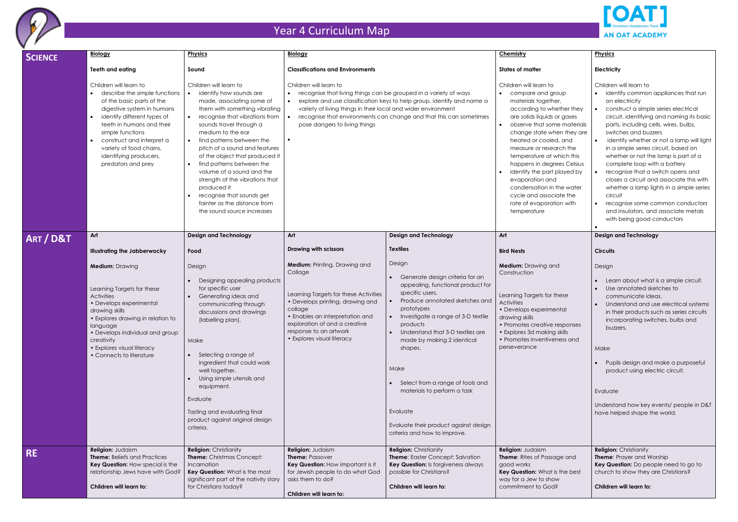# Year 4 Curriculum Map

| | | | | | | |
|---|---|---|---|---|---|---|
| **SCIENCE** | **Biology**<br><br>**Teeth and eating**<br><br>Children will learn to<br>• describe the simple functions of the basic parts of the digestive system in humans<br>• identify different types of teeth in humans and their simple functions<br>• construct and interpret a variety of food chains, identifying producers, predators and prey | **Physics**<br><br>**Sound**<br><br>Children will learn to<br>• identify how sounds are made, associating some of them with something vibrating<br>• recognise that vibrations from sounds travel through a medium to the ear<br>• find patterns between the pitch of a sound and features of the object that produced it<br>• find patterns between the volume of a sound and the strength of the vibrations that produced it<br>• recognise that sounds get fainter as the distance from the sound source increases | **Biology**<br><br>**Classifications and Environments**<br><br>Children will learn to<br>• recognise that living things can be grouped in a variety of ways<br>• explore and use classification keys to help group, identify and name a variety of living things in their local and wider environment<br>• recognise that environments can change and that this can sometimes pose dangers to living things<br>• | | **Chemistry**<br><br>**States of matter**<br><br>Children will learn to<br>• compare and group materials together, according to whether they are solids liquids or gases<br>• observe that some materials change state when they are heated or cooled, and measure or research the temperature at which this happens in degrees Celsius<br>• identify the part played by evaporation and condensation in the water cycle and associate the rate of evaporation with temperature | **Physics**<br><br>**Electricity**<br><br>Children will learn to<br>• identify common appliances that run on electricity<br>• construct a simple series electrical circuit, identifying and naming its basic parts, including cells, wires, bulbs, switches and buzzers<br>• identify whether or not a lamp will light in a simple series circuit, based on whether or not the lamp is part of a complete loop with a battery<br>• recognise that a switch opens and closes a circuit and associate this with whether a lamp lights in a simple series circuit<br>• recognise some common conductors and insulators, and associate metals with being good conductors<br>• |
| **ART / D&T** | **Art**<br><br>**Illustrating the Jabberwocky**<br><br>**Medium:** Drawing<br><br>Learning Targets for these Activities<br>• Develops experimental drawing skills<br>• Explores drawing in relation to language<br>• Develops individual and group creativity<br>• Explores visual literacy<br>• Connects to literature | **Design and Technology**<br><br>**Food**<br><br>Design<br>• Designing appealing products for specific user<br>• Generating ideas and communicating through discussions and drawings (labelling plan).<br><br>Make<br>• Selecting a range of ingredient that could work well together.<br>• Using simple utensils and equipment.<br><br>Evaluate<br><br>Tasting and evaluating final product against original design criteria. | **Art**<br><br>**Drawing with scissors**<br><br>**Medium:** Printing, Drawing and Collage<br><br>Learning Targets for these Activities<br>• Develops printing, drawing and collage<br>• Enables an interpretation and exploration of and a creative response to an artwork<br>• Explores visual literacy | **Design and Technology**<br><br>**Textiles**<br><br>Design<br>• Generate design criteria for an appealing, functional product for specific users.<br>• Produce annotated sketches and prototypes<br>• Investigate a range of 3-D textile products<br>• Understand that 3-D textiles are made by making 2 identical shapes.<br><br>Make<br>• Select from a range of tools and materials to perform a task<br><br>Evaluate<br><br>Evaluate their product against design criteria and how to improve. | **Art**<br><br>**Bird Nests**<br><br>**Medium:** Drawing and Construction<br><br>Learning Targets for these Activities<br>• Develops experimental drawing skills<br>• Promotes creative responses<br>• Explores 3d making skills<br>• Promotes inventiveness and perseverance | **Design and Technology**<br><br>**Circuits**<br><br>Design<br>• Learn about what is a simple circuit.<br>• Use annotated sketches to communicate ideas.<br>• Understand and use electrical systems in their products such as series circuits incorporating switches, bulbs and buzzers.<br><br>Make<br>• Pupils design and make a purposeful product using electric circuit.<br><br>Evaluate<br><br>Understand how key events/ people in D&T have helped shape the world. |
| **RE** | **Religion:** Judaism<br>**Theme:** Beliefs and Practices<br>**Key Question:** How special is the relationship Jews have with God?<br><br>**Children will learn to:** | **Religion:** Christianity<br>**Theme:** Christmas Concept: Incarnation<br>**Key Question:** What is the most significant part of the nativity story for Christians today? | **Religion:** Judaism<br>**Theme:** Passover<br>**Key Question:** How important is it for Jewish people to do what God asks them to do?<br><br>**Children will learn to:** | **Religion:** Christianity<br>**Theme**: Easter Concept: Salvation<br>**Key Question:** Is forgiveness always possible for Christians?<br><br>**Children will learn to:** | **Religion:** Judaism<br>**Theme**: Rites of Passage and good works<br>**Key Question:** What is the best way for a Jew to show commitment to God? | **Religion:** Christianity<br>**Theme:** Prayer and Worship<br>**Key Question:** Do people need to go to church to show they are Christians?<br><br>**Children will learn to:** |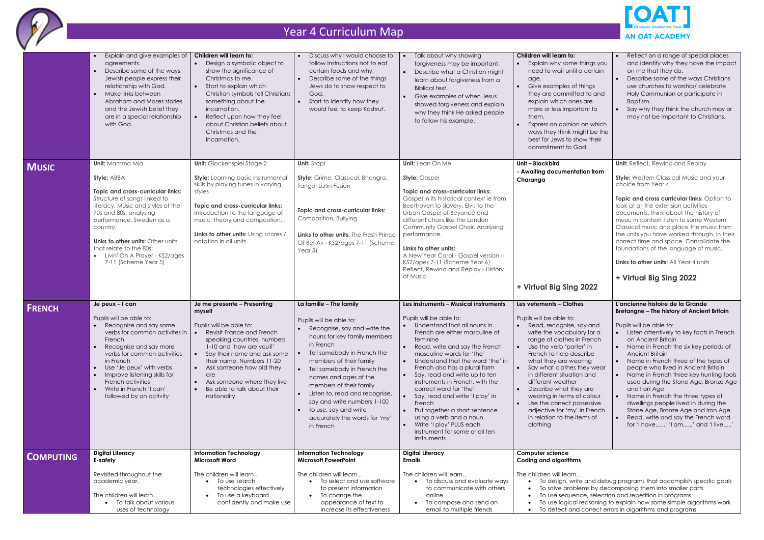# Year 4 Curriculum Map

| | | | | | | |
|---|---|---|---|---|---|---|
| | • Explain and give examples of agreements.<br>• Describe some of the ways Jewish people express their relationship with God.<br>• Make links between Abraham and Moses stories and the Jewish belief they are in a special relationship with God. | **Children will learn to:**<br>• Design a symbolic object to show the significance of Christmas to me.<br>• Start to explain which Christian symbols tell Christians something about the incarnation.<br>• Reflect upon how they feel about Christian beliefs about Christmas and the Incarnation. | • Discuss why I would choose to follow instructions not to eat certain foods and why.<br>• Describe some of the things Jews do to show respect to God.<br>• Start to identify how they would feel to keep Kashrut. | • Talk about why showing forgiveness may be important.<br>• Describe what a Christian might learn about forgiveness from a Biblical text.<br>• Give examples of when Jesus showed forgiveness and explain why they think He asked people to follow his example. | **Children will learn to:**<br>• Explain why some things you need to wait until a certain age.<br>• Give examples of things they are committed to and explain which ones are more or less important to them.<br>• Express an opinion on which ways they think might be the best for Jews to show their commitment to God. | • Reflect on a range of special places and identify why they have the impact on me that they do.<br>• Describe some of the ways Christians use churches to worship/ celebrate Holy Communion or participate in Baptism.<br>• Say why they think the church may or may not be important to Christians. |
| **MUSIC** | **Unit:** Mamma Mia<br><br>**Style:** ABBA<br><br>**Topic and cross-curricular links:** Structure of songs linked to literacy. Music and styles of the 70s and 80s, analysing performance, Sweden as a country.<br><br>**Links to other units:** Other units that relate to the 80s:<br>• Livin' On A Prayer - KS2/ages 7-11 (Scheme Year 5) | **Unit:** Glockenspiel Stage 2<br><br>**Style:** Learning basic instrumental skills by playing tunes in varying styles<br><br>**Topic and cross-curricular links:** Introduction to the language of music, theory and composition.<br><br>**Links to other units:** Using scores / notation in all units. | **Unit:** Stop!<br><br>**Style:** Grime, Classical, Bhangra, Tango, Latin Fusion<br><br>**Topic and cross-curricular links:** Composition, Bullying.<br><br>**Links to other units:** The Fresh Prince Of Bel-Air - KS2/ages 7-11 (Scheme Year 5) | **Unit:** Lean On Me<br><br>**Style:** Gospel<br><br>**Topic and cross-curricular links:** Gospel in its historical context ie from Beethoven to slavery, Elvis to the Urban Gospel of Beyoncé and different choirs like the London Community Gospel Choir. Analysing performance.<br><br>**Links to other units:** A New Year Carol - Gospel version - KS2/ages 7-11 (Scheme Year 6) Reflect, Rewind and Replay - History of Music | **Unit – Blackbird**<br>**- Awaiting documentation from Charanga**<br><br>**+ Virtual Big Sing 2022** | **Unit:** Reflect, Rewind and Replay<br><br>**Style:** Western Classical Music and your choice from Year 4<br><br>**Topic and cross curricular links:** Option to look at all the extension activities documents. Think about the history of music in context, listen to some Western Classical music and place the music from the units you have worked through, in their correct time and space. Consolidate the foundations of the language of music.<br><br>**Links to other units:** All Year 4 units<br><br>**+ Virtual Big Sing 2022** |
| **FRENCH** | **Je peux – I can**<br><br>Pupils will be able to:<br>• Recognise and say some verbs for common activites in French<br>• Recognise and say more verbs for common activities in French<br>• Use 'Je peux' with verbs<br>• Improve listening skills for French activities<br>• Write in French 'I can' followed by an activity | **Je me presente – Presenting myself**<br><br>Pupils will be able to:<br>• Revisit France and French speaking countries, numbers 1-10 and 'how are you?'<br>• Say their name and ask some their name. Numbers 11-20<br>• Ask someone how old they are<br>• Ask someone where they live<br>• Be able to talk about their nationality | **La famille – The family**<br><br>Pupils will be able to:<br>• Recognise, say and write the nouns for key family members in French<br>• Tell somebody in French the members of their family<br>• Tell somebody in French the names and ages of the members of their family<br>• Listen to, read and recognise, say and write numbers 1-100<br>• to use, say and write accurately the words for 'my' in French | **Les instruments – Musical instruments**<br><br>Pupils will be able to:<br>• Understand that all nouns in French are either masculine of feminine<br>• Read, write and say the French masculine word for 'the'<br>• Understand that the word 'the' in French also has a plural form<br>• Say, read and write up to ten instruments in French, with the correct word for 'the'<br>• Say, read and write 'I play' in French<br>• Put together a short sentence using a verb and a noun<br>• Write 'I play' PLUS each instrument for some or all ten instruments | **Les vetements – Clothes**<br><br>Pupils will be able to:<br>• Read, recognise, say and write the vocabulary for a range of clothes in French<br>• Use the verb 'porter' in French to help describe what they are wearing<br>• Say what clothes they wear in different situation and different weather<br>• Describe what they are wearing in terms of colour<br>• Use the correct possessive adjective for 'my' in French in relation to the items of clothing | **L'ancienne histoire de la Grande Bretagne – The history of Ancient Britain**<br><br>Pupils will be able to:<br>• Listen attentively to key facts in French on Ancient Britain<br>• Name in French the six key periods of Ancient Britain<br>• Name in French three of the types of people who lived in Ancient Britain<br>• Name in French three key hunting tools used during the Stone Age, Bronze Age and Iron Age<br>• Name in French the three types of dwellings people lived in during the Stone Age, Bronze Age and Iron Age<br>• Read, write and say the French word for 'I have.....,' 'I am.....,' and 'I live.....' |
| **COMPUTING** | **Digital Literacy**<br>**E-safety**<br><br>Revisited throughout the academic year.<br><br>The children will learn...<br>• To talk about various uses of technology | **Information Technology**<br>**Microsoft Word**<br><br>The children will learn...<br>• To use search technologies effectively<br>• To use a keyboard confidently and make use | **Information Technology**<br>**Microsoft PowerPoint**<br><br>The children will learn...<br>• To select and use software to present information<br>• To change the appearance of text to increase its effectiveness | **Digital Literacy**<br>**Emails**<br><br>The children will learn...<br>• To discuss and evaluate ways to communicate with others online<br>• To compose and send an email to multiple friends | **Computer science**<br>**Coding and algorithms**<br><br>The children will learn...<br>• To design, write and debug programs that accomplish specific goals<br>• To solve problems by decomposing them into smaller parts<br>• To use sequence, selection and repetition in programs<br>• To use logical reasoning to explain how some simple algorithms work<br>• To detect and correct errors in algorithms and programs | |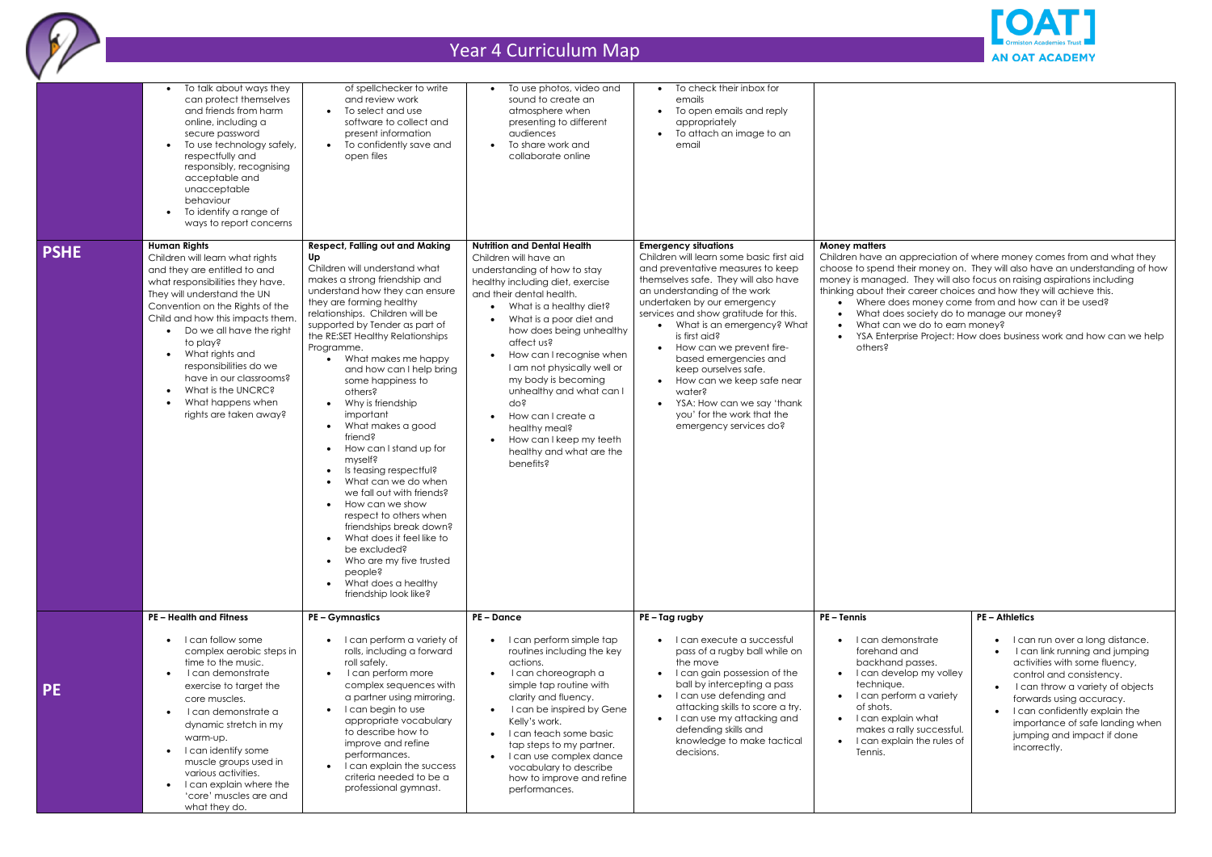# Year 4 Curriculum Map

| | | | | | | |
|---|---|---|---|---|---|---|
| | • To talk about ways they can protect themselves and friends from harm online, including a secure password<br>• To use technology safely, respectfully and responsibly, recognising acceptable and unacceptable behaviour<br>• To identify a range of ways to report concerns | of spellchecker to write and review work<br>• To select and use software to collect and present information<br>• To confidently save and open files | • To use photos, video and sound to create an atmosphere when presenting to different audiences<br>• To share work and collaborate online | • To check their inbox for emails<br>• To open emails and reply appropriately<br>• To attach an image to an email | | |
| **PSHE** | **Human Rights**<br>Children will learn what rights and they are entitled to and what responsibilities they have. They will understand the UN Convention on the Rights of the Child and how this impacts them.<br>• Do we all have the right to play?<br>• What rights and responsibilities do we have in our classrooms?<br>• What is the UNCRC?<br>• What happens when rights are taken away? | **Respect, Falling out and Making Up**<br>Children will understand what makes a strong friendship and understand how they can ensure they are forming healthy relationships. Children will be supported by Tender as part of the RE:SET Healthy Relationships Programme.<br>• What makes me happy and how can I help bring some happiness to others?<br>• Why is friendship important<br>• What makes a good friend?<br>• How can I stand up for myself?<br>• Is teasing respectful?<br>• What can we do when we fall out with friends?<br>• How can we show respect to others when friendships break down?<br>• What does it feel like to be excluded?<br>• Who are my five trusted people?<br>• What does a healthy friendship look like? | **Nutrition and Dental Health**<br>Children will have an understanding of how to stay healthy including diet, exercise and their dental health.<br>• What is a healthy diet?<br>• What is a poor diet and how does being unhealthy affect us?<br>• How can I recognise when I am not physically well or my body is becoming unhealthy and what can I do?<br>• How can I create a healthy meal?<br>• How can I keep my teeth healthy and what are the benefits? | **Emergency situations**<br>Children will learn some basic first aid and preventative measures to keep themselves safe. They will also have an understanding of the work undertaken by our emergency services and show gratitude for this.<br>• What is an emergency? What is first aid?<br>• How can we prevent fire-based emergencies and keep ourselves safe.<br>• How can we keep safe near water?<br>• YSA: How can we say 'thank you' for the work that the emergency services do? | **Money matters**<br>Children have an appreciation of where money comes from and what they choose to spend their money on. They will also have an understanding of how money is managed. They will also focus on raising aspirations including thinking about their career choices and how they will achieve this.<br>• Where does money come from and how can it be used?<br>• What does society do to manage our money?<br>• What can we do to earn money?<br>• YSA Enterprise Project: How does business work and how can we help others? | |
| **PE** | **PE – Health and Fitness**<br>• I can follow some complex aerobic steps in time to the music.<br>• I can demonstrate exercise to target the core muscles.<br>• I can demonstrate a dynamic stretch in my warm-up.<br>• I can identify some muscle groups used in various activities.<br>• I can explain where the 'core' muscles are and what they do. | **PE – Gymnastics**<br>• I can perform a variety of rolls, including a forward roll safely.<br>• I can perform more complex sequences with a partner using mirroring.<br>• I can begin to use appropriate vocabulary to describe how to improve and refine performances.<br>• I can explain the success criteria needed to be a professional gymnast. | **PE – Dance**<br>• I can perform simple tap routines including the key actions.<br>• I can choreograph a simple tap routine with clarity and fluency.<br>• I can be inspired by Gene Kelly's work.<br>• I can teach some basic tap steps to my partner.<br>• I can use complex dance vocabulary to describe how to improve and refine performances. | **PE – Tag rugby**<br>• I can execute a successful pass of a rugby ball while on the move<br>• I can gain possession of the ball by intercepting a pass<br>• I can use defending and attacking skills to score a try.<br>• I can use my attacking and defending skills and knowledge to make tactical decisions. | **PE – Tennis**<br>• I can demonstrate forehand and backhand passes.<br>• I can develop my volley technique.<br>• I can perform a variety of shots.<br>• I can explain what makes a rally successful.<br>• I can explain the rules of Tennis. | **PE – Athletics**<br>• I can run over a long distance.<br>• I can link running and jumping activities with some fluency, control and consistency.<br>• I can throw a variety of objects forwards using accuracy.<br>• I can confidently explain the importance of safe landing when jumping and impact if done incorrectly. |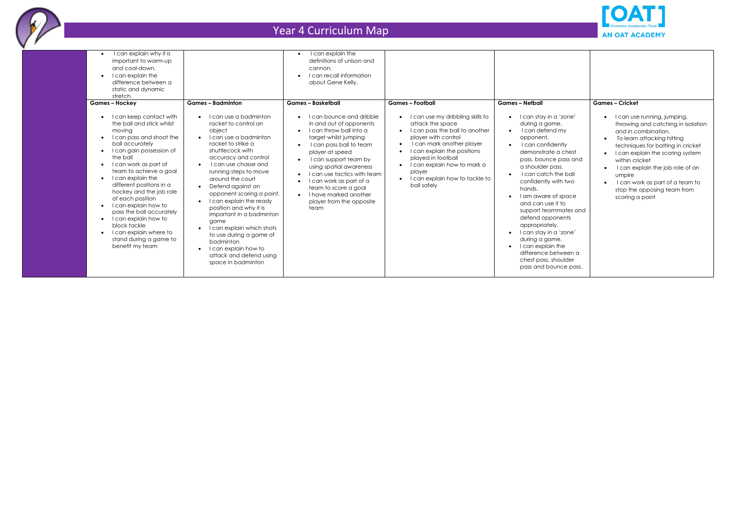# Year 4 Curriculum Map

| | | | | | | |
|---|---|---|---|---|---|---|
| | • I can explain why it is important to warm-up and cool-down.<br>• I can explain the difference between a static and dynamic stretch. | | • I can explain the definitions of unison and cannon.<br>• I can recall information about Gene Kelly. | | | |
| | **Games – Hockey**<br><br>• I can keep contact with the ball and stick whilst moving<br>• I can pass and shoot the ball accurately<br>• I can gain possession of the ball<br>• I can work as part of team to achieve a goal<br>• I can explain the different positions in a hockey and the job role of each position<br>• I can explain how to pass the ball accurately<br>• I can explain how to block tackle<br>• I can explain where to stand during a game to benefit my team | **Games – Badminton**<br><br>• I can use a badminton racket to control an object<br>• I can use a badminton racket to strike a shuttlecock with accuracy and control<br>• I can use chasse and running steps to move around the court<br>• Defend against an opponent scoring a point.<br>• I can explain the ready position and why it is important in a badminton game<br>• I can explain which shots to use during a game of badminton<br>• I can explain how to attack and defend using space in badminton | **Games – Basketball**<br><br>• I can bounce and dribble in and out of opponents<br>• I can throw ball into a target whilst jumping<br>• I can pass ball to team player at speed<br>• I can support team by using spatial awareness<br>• I can use tactics with team<br>• I can work as part of a team to score a goal<br>• I have marked another player from the opposite team | **Games – Football**<br><br>• I can use my dribbling skills to attack the space<br>• I can pass the ball to another player with control<br>• I can mark another player<br>• I can explain the positions played in football<br>• I can explain how to mark a player<br>• I can explain how to tackle to ball safely | **Games – Netball**<br><br>• I can stay in a 'zone' during a game.<br>• I can defend my opponent.<br>• I can confidently demonstrate a chest pass, bounce pass and a shoulder pass.<br>• I can catch the ball confidently with two hands.<br>• I am aware of space and can use it to support teammates and defend opponents appropriately.<br>• I can stay in a 'zone' during a game.<br>• I can explain the difference between a chest pass, shoulder pass and bounce pass. | **Games – Cricket**<br><br>• I can use running, jumping, throwing and catching in isolation and in combination.<br>• To learn attacking hitting techniques for batting in cricket<br>• I can explain the scoring system within cricket<br>• I can explain the job role of an umpire<br>• I can work as part of a team to stop the opposing team from scoring a point |